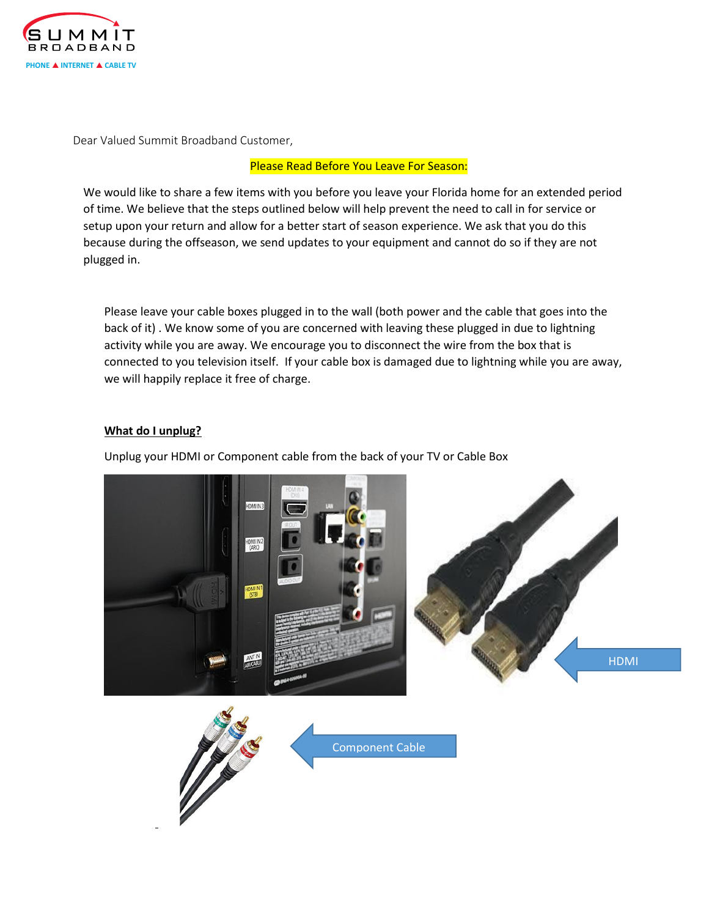SUMMIT BROADBAND
PHONE ▲ INTERNET ▲ CABLE TV

Dear Valued Summit Broadband Customer,

Please Read Before You Leave For Season:

We would like to share a few items with you before you leave your Florida home for an extended period of time. We believe that the steps outlined below will help prevent the need to call in for service or setup upon your return and allow for a better start of season experience. We ask that you do this because during the offseason, we send updates to your equipment and cannot do so if they are not plugged in.

Please leave your cable boxes plugged in to the wall (both power and the cable that goes into the back of it) . We know some of you are concerned with leaving these plugged in due to lightning activity while you are away. We encourage you to disconnect the wire from the box that is connected to you television itself. If your cable box is damaged due to lightning while you are away, we will happily replace it free of charge.

**What do I unplug?**

Unplug your HDMI or Component cable from the back of your TV or Cable Box

HDMI

Component Cable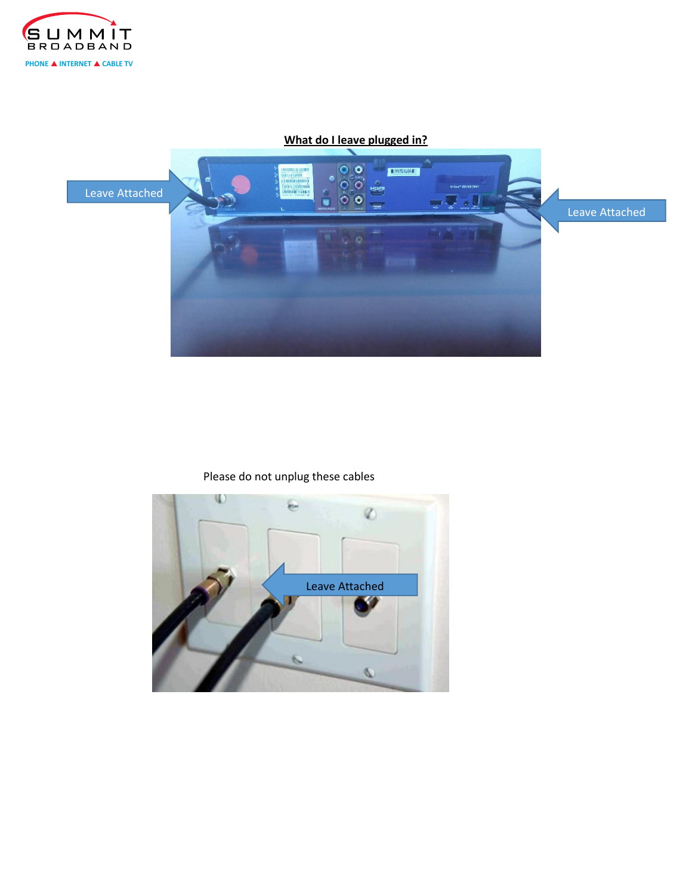## What do I leave plugged in?

Leave Attached

Leave Attached

Please do not unplug these cables

Leave Attached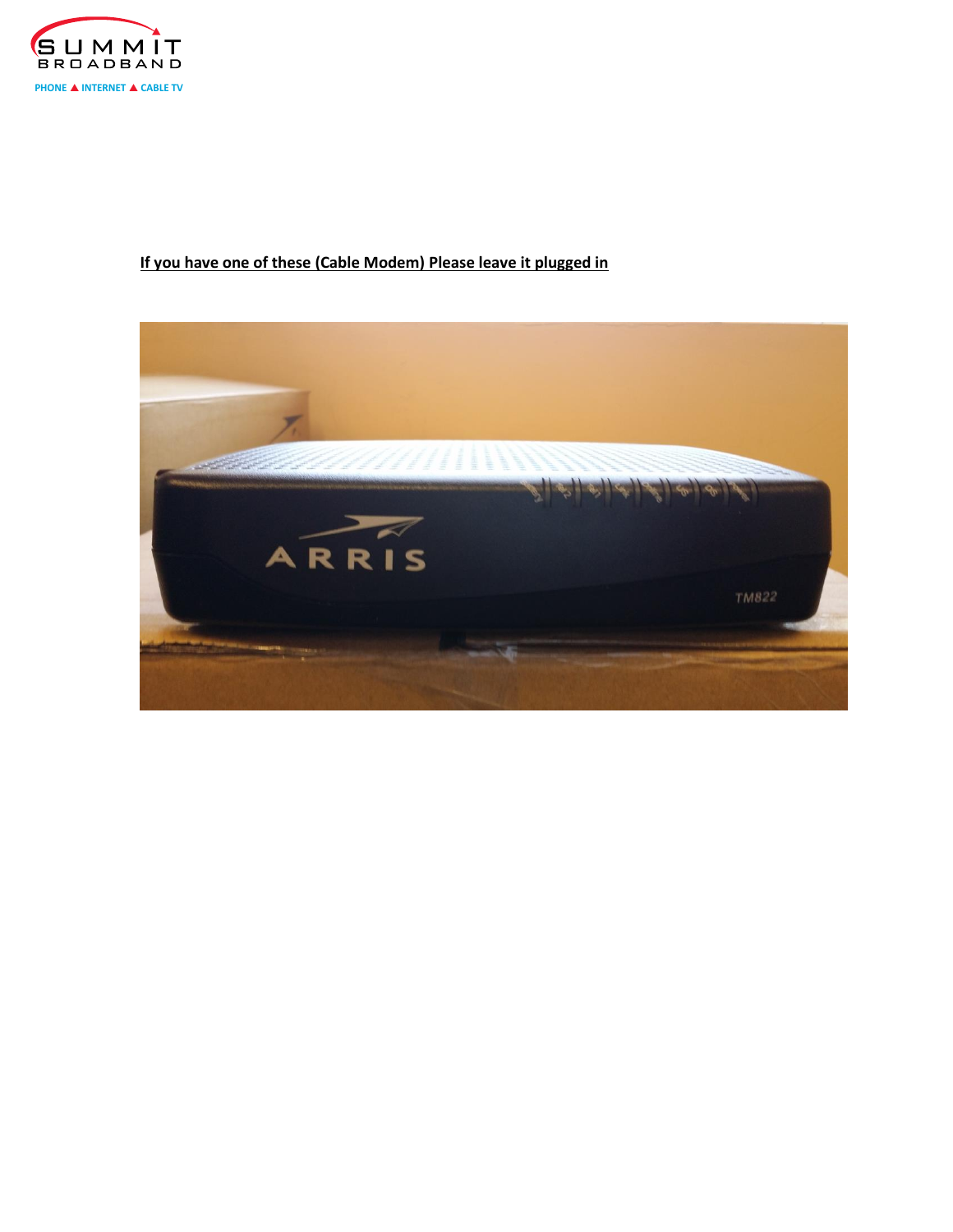**<u>If you have one of these (Cable Modem) Please leave it plugged in</u>**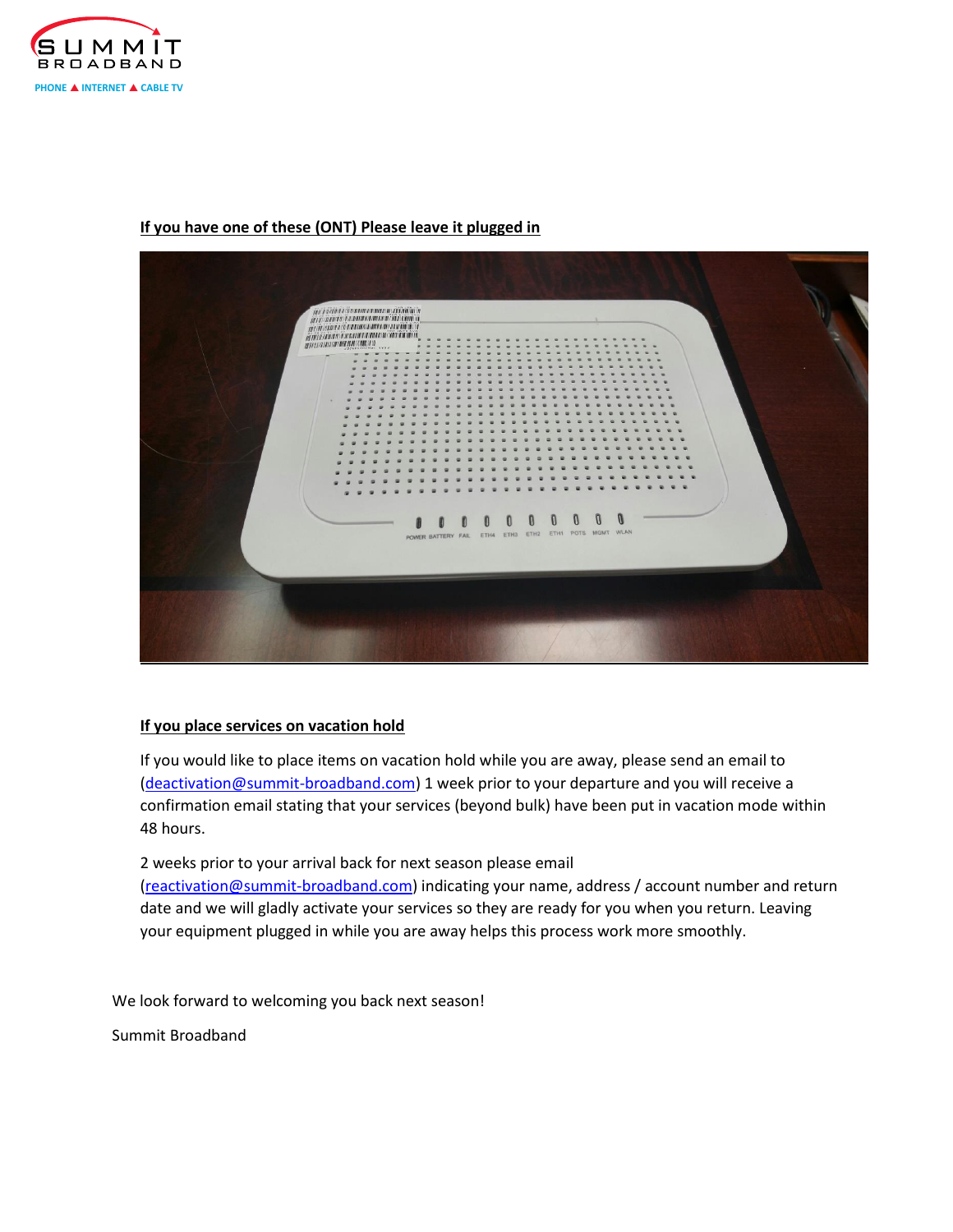**If you have one of these (ONT) Please leave it plugged in**

**If you place services on vacation hold**

If you would like to place items on vacation hold while you are away, please send an email to (deactivation@summit-broadband.com) 1 week prior to your departure and you will receive a confirmation email stating that your services (beyond bulk) have been put in vacation mode within 48 hours.

2 weeks prior to your arrival back for next season please email (reactivation@summit-broadband.com) indicating your name, address / account number and return date and we will gladly activate your services so they are ready for you when you return. Leaving your equipment plugged in while you are away helps this process work more smoothly.

We look forward to welcoming you back next season!

Summit Broadband